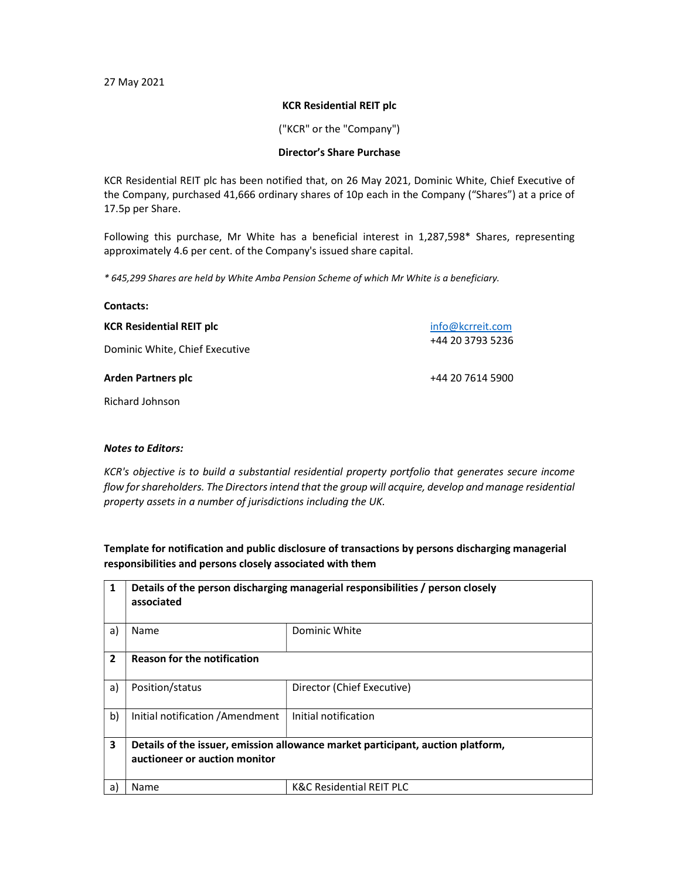27 May 2021

**KCR Residential REIT plc**

("KCR" or the "Company")

**Director's Share Purchase**

KCR Residential REIT plc has been notified that, on 26 May 2021, Dominic White, Chief Executive of the Company, purchased 41,666 ordinary shares of 10p each in the Company ("Shares") at a price of 17.5p per Share.

Following this purchase, Mr White has a beneficial interest in 1,287,598* Shares, representing approximately 4.6 per cent. of the Company's issued share capital.

*\* 645,299 Shares are held by White Amba Pension Scheme of which Mr White is a beneficiary.*

**Contacts:**

| | |
|---|---|
| **KCR Residential REIT plc** | info@kcrreit.com |
| Dominic White, Chief Executive | +44 20 3793 5236 |
| **Arden Partners plc** | +44 20 7614 5900 |
| Richard Johnson | |

***Notes to Editors:***

*KCR's objective is to build a substantial residential property portfolio that generates secure income flow for shareholders. The Directors intend that the group will acquire, develop and manage residential property assets in a number of jurisdictions including the UK.*

**Template for notification and public disclosure of transactions by persons discharging managerial responsibilities and persons closely associated with them**

| | | |
|---|---|---|
| **1** | **Details of the person discharging managerial responsibilities / person closely associated** | |
| a) | Name | Dominic White |
| **2** | **Reason for the notification** | |
| a) | Position/status | Director (Chief Executive) |
| b) | Initial notification /Amendment | Initial notification |
| **3** | **Details of the issuer, emission allowance market participant, auction platform, auctioneer or auction monitor** | |
| a) | Name | K&C Residential REIT PLC |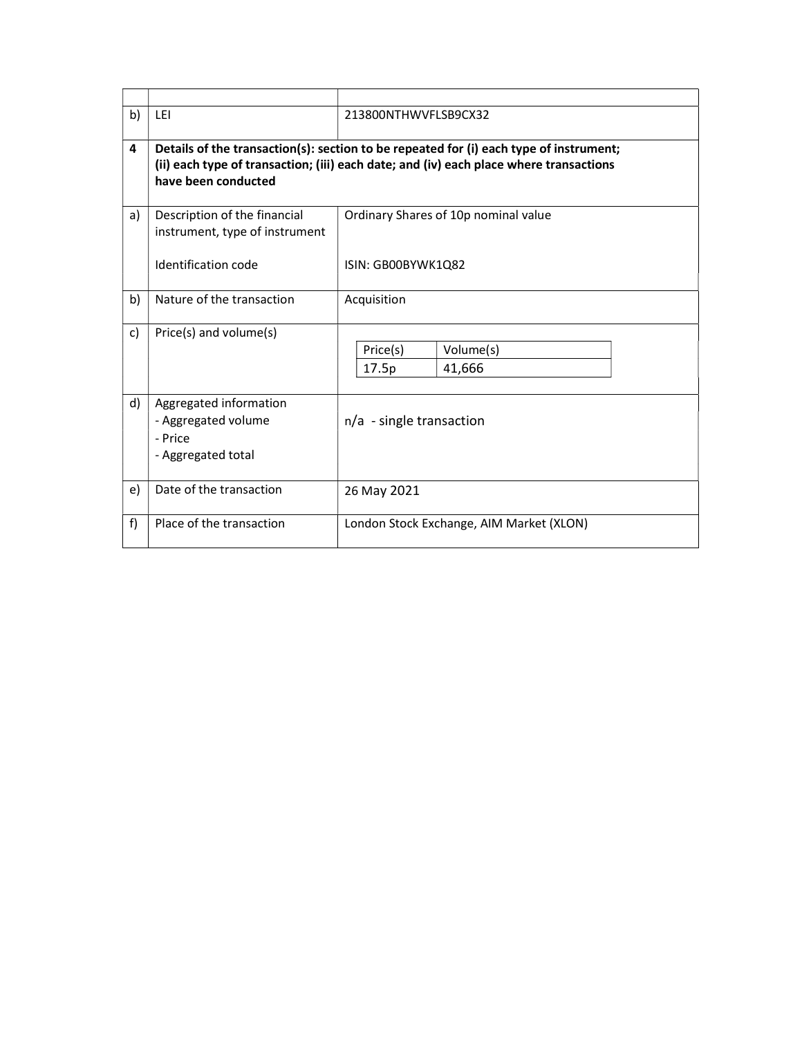| | | |
|---|---|---|
| | | |
| b) | LEI | 213800NTHWVFLSB9CX32 |
| **4** | **Details of the transaction(s): section to be repeated for (i) each type of instrument; (ii) each type of transaction; (iii) each date; and (iv) each place where transactions have been conducted** | |
| a) | Description of the financial instrument, type of instrument<br><br>Identification code | Ordinary Shares of 10p nominal value<br><br>ISIN: GB00BYWK1Q82 |
| b) | Nature of the transaction | Acquisition |
| c) | Price(s) and volume(s) | Price(s): 17.5p<br>Volume(s): 41,666 |
| d) | Aggregated information<br>- Aggregated volume<br>- Price<br>- Aggregated total | n/a - single transaction |
| e) | Date of the transaction | 26 May 2021 |
| f) | Place of the transaction | London Stock Exchange, AIM Market (XLON) |